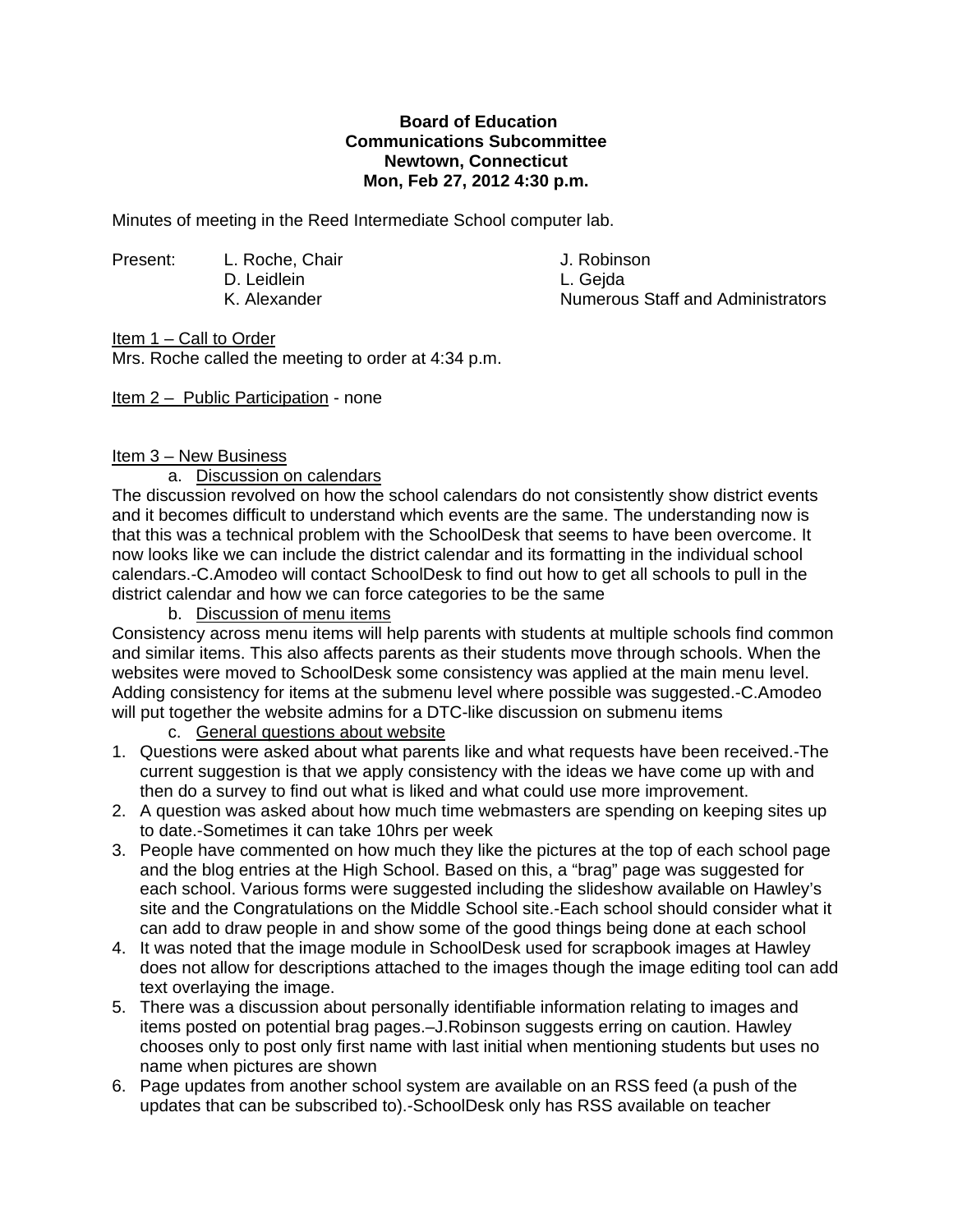**Board of Education**
**Communications Subcommittee**
**Newtown, Connecticut**
**Mon, Feb 27, 2012 4:30 p.m.**

Minutes of meeting in the Reed Intermediate School computer lab.

Present: L. Roche, Chair
D. Leidlein
K. Alexander
J. Robinson
L. Gejda
Numerous Staff and Administrators

Item 1 – Call to Order
Mrs. Roche called the meeting to order at 4:34 p.m.

Item 2 – Public Participation - none

Item 3 – New Business

a. Discussion on calendars

The discussion revolved on how the school calendars do not consistently show district events and it becomes difficult to understand which events are the same. The understanding now is that this was a technical problem with the SchoolDesk that seems to have been overcome. It now looks like we can include the district calendar and its formatting in the individual school calendars.-C.Amodeo will contact SchoolDesk to find out how to get all schools to pull in the district calendar and how we can force categories to be the same

b. Discussion of menu items

Consistency across menu items will help parents with students at multiple schools find common and similar items. This also affects parents as their students move through schools. When the websites were moved to SchoolDesk some consistency was applied at the main menu level. Adding consistency for items at the submenu level where possible was suggested.-C.Amodeo will put together the website admins for a DTC-like discussion on submenu items

c. General questions about website

1. Questions were asked about what parents like and what requests have been received.-The current suggestion is that we apply consistency with the ideas we have come up with and then do a survey to find out what is liked and what could use more improvement.
2. A question was asked about how much time webmasters are spending on keeping sites up to date.-Sometimes it can take 10hrs per week
3. People have commented on how much they like the pictures at the top of each school page and the blog entries at the High School. Based on this, a "brag" page was suggested for each school. Various forms were suggested including the slideshow available on Hawley's site and the Congratulations on the Middle School site.-Each school should consider what it can add to draw people in and show some of the good things being done at each school
4. It was noted that the image module in SchoolDesk used for scrapbook images at Hawley does not allow for descriptions attached to the images though the image editing tool can add text overlaying the image.
5. There was a discussion about personally identifiable information relating to images and items posted on potential brag pages.–J.Robinson suggests erring on caution. Hawley chooses only to post only first name with last initial when mentioning students but uses no name when pictures are shown
6. Page updates from another school system are available on an RSS feed (a push of the updates that can be subscribed to).-SchoolDesk only has RSS available on teacher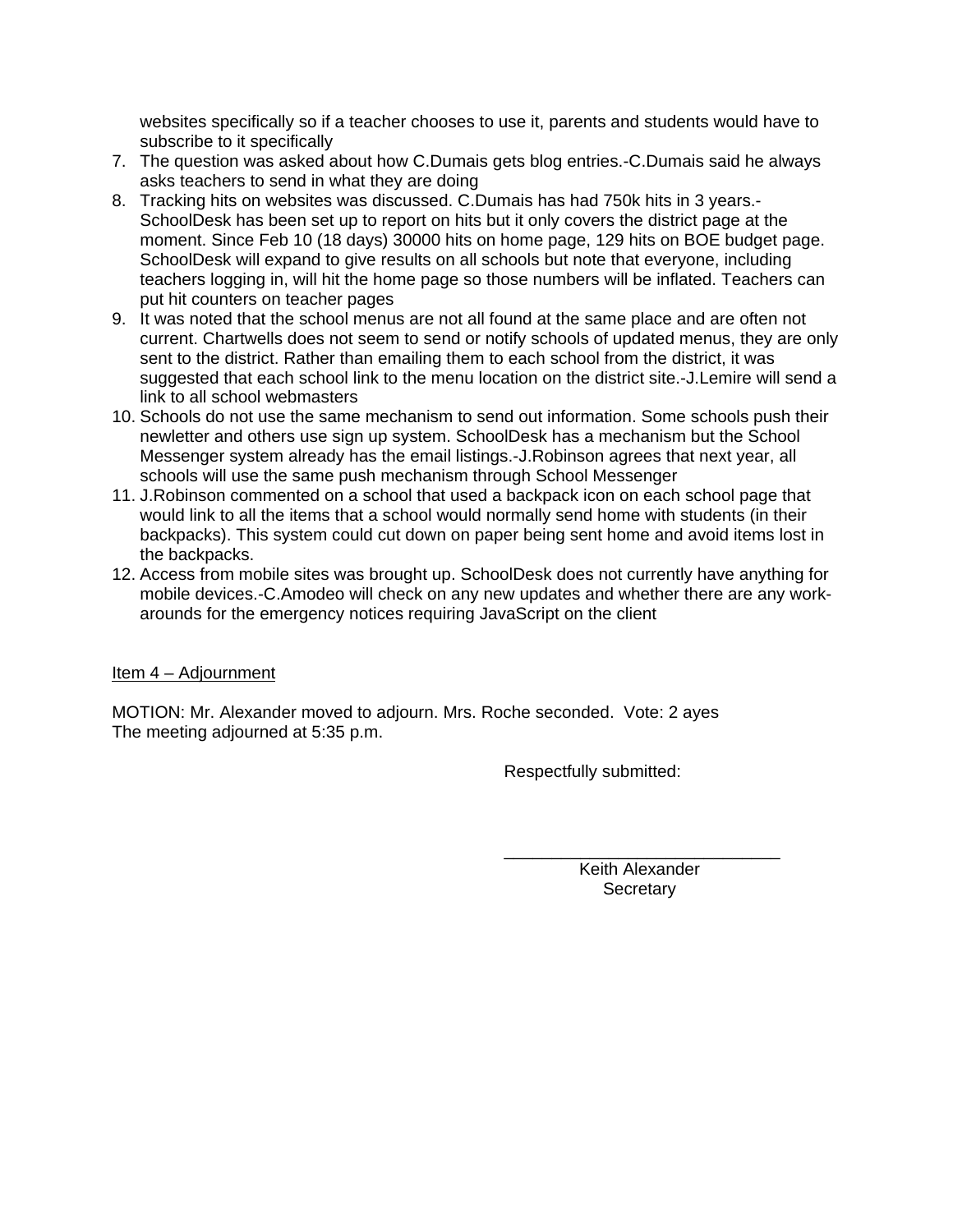websites specifically so if a teacher chooses to use it, parents and students would have to subscribe to it specifically

7. The question was asked about how C.Dumais gets blog entries.-C.Dumais said he always asks teachers to send in what they are doing
8. Tracking hits on websites was discussed. C.Dumais has had 750k hits in 3 years.-SchoolDesk has been set up to report on hits but it only covers the district page at the moment. Since Feb 10 (18 days) 30000 hits on home page, 129 hits on BOE budget page. SchoolDesk will expand to give results on all schools but note that everyone, including teachers logging in, will hit the home page so those numbers will be inflated. Teachers can put hit counters on teacher pages
9. It was noted that the school menus are not all found at the same place and are often not current. Chartwells does not seem to send or notify schools of updated menus, they are only sent to the district. Rather than emailing them to each school from the district, it was suggested that each school link to the menu location on the district site.-J.Lemire will send a link to all school webmasters
10. Schools do not use the same mechanism to send out information. Some schools push their newletter and others use sign up system. SchoolDesk has a mechanism but the School Messenger system already has the email listings.-J.Robinson agrees that next year, all schools will use the same push mechanism through School Messenger
11. J.Robinson commented on a school that used a backpack icon on each school page that would link to all the items that a school would normally send home with students (in their backpacks). This system could cut down on paper being sent home and avoid items lost in the backpacks.
12. Access from mobile sites was brought up. SchoolDesk does not currently have anything for mobile devices.-C.Amodeo will check on any new updates and whether there are any work-arounds for the emergency notices requiring JavaScript on the client

Item 4 – Adjournment

MOTION: Mr. Alexander moved to adjourn. Mrs. Roche seconded. Vote: 2 ayes
The meeting adjourned at 5:35 p.m.

Respectfully submitted:

\_\_\_\_\_\_\_\_\_\_\_\_\_\_\_\_\_\_\_\_\_\_\_\_\_\_\_\_\_\_

Keith Alexander
Secretary